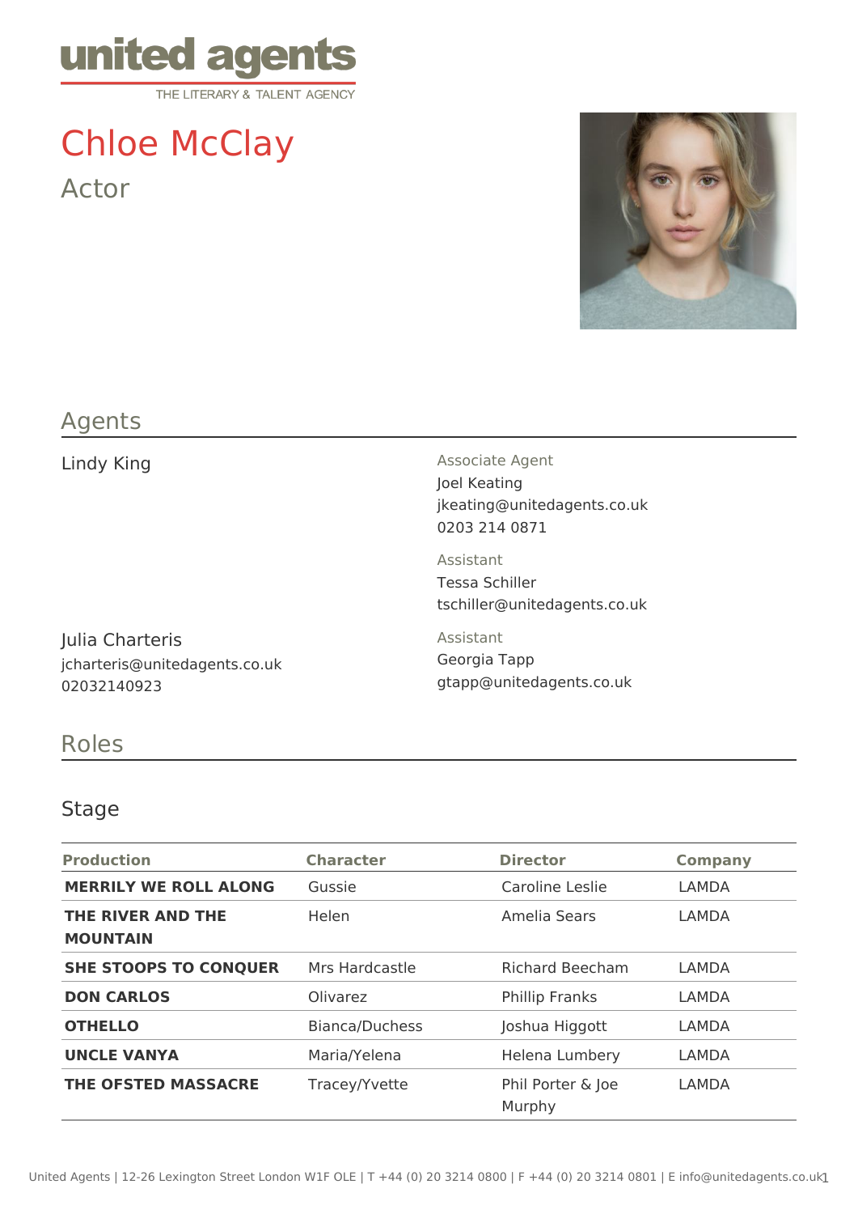united agents
THE LITERARY & TALENT AGENCY

# Chloe McClay

Actor

## Agents

Lindy King

Associate Agent
Joel Keating
jkeating@unitedagents.co.uk
0203 214 0871

Assistant
Tessa Schiller
tschiller@unitedagents.co.uk

Julia Charteris
jcharteris@unitedagents.co.uk
02032140923

Assistant
Georgia Tapp
gtapp@unitedagents.co.uk

## Roles

### Stage

| Production | Character | Director | Company |
|---|---|---|---|
| **MERRILY WE ROLL ALONG** | Gussie | Caroline Leslie | LAMDA |
| **THE RIVER AND THE MOUNTAIN** | Helen | Amelia Sears | LAMDA |
| **SHE STOOPS TO CONQUER** | Mrs Hardcastle | Richard Beecham | LAMDA |
| **DON CARLOS** | Olivarez | Phillip Franks | LAMDA |
| **OTHELLO** | Bianca/Duchess | Joshua Higgott | LAMDA |
| **UNCLE VANYA** | Maria/Yelena | Helena Lumbery | LAMDA |
| **THE OFSTED MASSACRE** | Tracey/Yvette | Phil Porter & Joe Murphy | LAMDA |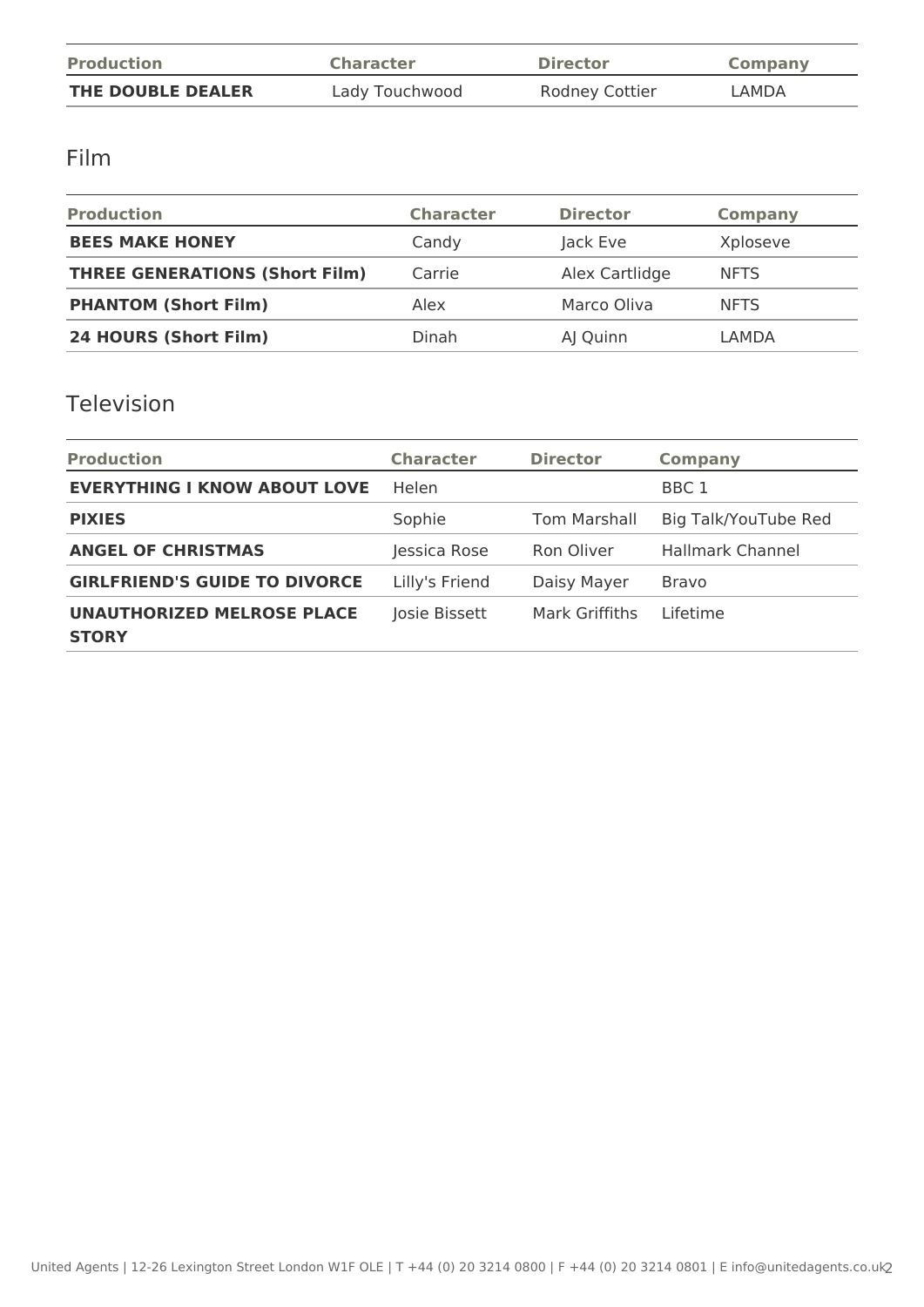| Production | Character | Director | Company |
|---|---|---|---|
| **THE DOUBLE DEALER** | Lady Touchwood | Rodney Cottier | LAMDA |

## Film

| Production | Character | Director | Company |
|---|---|---|---|
| **BEES MAKE HONEY** | Candy | Jack Eve | Xploseve |
| **THREE GENERATIONS (Short Film)** | Carrie | Alex Cartlidge | NFTS |
| **PHANTOM (Short Film)** | Alex | Marco Oliva | NFTS |
| **24 HOURS (Short Film)** | Dinah | AJ Quinn | LAMDA |

## Television

| Production | Character | Director | Company |
|---|---|---|---|
| **EVERYTHING I KNOW ABOUT LOVE** | Helen | | BBC 1 |
| **PIXIES** | Sophie | Tom Marshall | Big Talk/YouTube Red |
| **ANGEL OF CHRISTMAS** | Jessica Rose | Ron Oliver | Hallmark Channel |
| **GIRLFRIEND'S GUIDE TO DIVORCE** | Lilly's Friend | Daisy Mayer | Bravo |
| **UNAUTHORIZED MELROSE PLACE STORY** | Josie Bissett | Mark Griffiths | Lifetime |